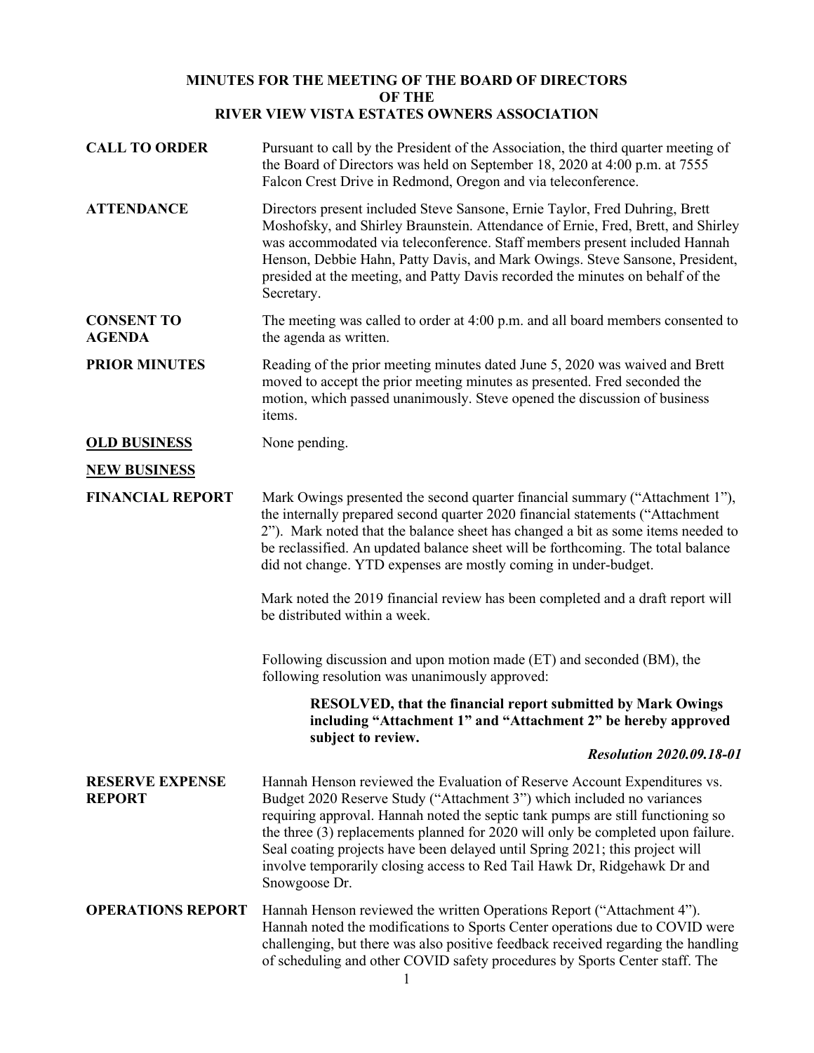**MINUTES FOR THE MEETING OF THE BOARD OF DIRECTORS**
**OF THE**
**RIVER VIEW VISTA ESTATES OWNERS ASSOCIATION**

**CALL TO ORDER**

Pursuant to call by the President of the Association, the third quarter meeting of the Board of Directors was held on September 18, 2020 at 4:00 p.m. at 7555 Falcon Crest Drive in Redmond, Oregon and via teleconference.

**ATTENDANCE**

Directors present included Steve Sansone, Ernie Taylor, Fred Duhring, Brett Moshofsky, and Shirley Braunstein. Attendance of Ernie, Fred, Brett, and Shirley was accommodated via teleconference. Staff members present included Hannah Henson, Debbie Hahn, Patty Davis, and Mark Owings. Steve Sansone, President, presided at the meeting, and Patty Davis recorded the minutes on behalf of the Secretary.

**CONSENT TO AGENDA**

The meeting was called to order at 4:00 p.m. and all board members consented to the agenda as written.

**PRIOR MINUTES**

Reading of the prior meeting minutes dated June 5, 2020 was waived and Brett moved to accept the prior meeting minutes as presented. Fred seconded the motion, which passed unanimously. Steve opened the discussion of business items.

**OLD BUSINESS**

None pending.

**NEW BUSINESS**

**FINANCIAL REPORT**

Mark Owings presented the second quarter financial summary ("Attachment 1"), the internally prepared second quarter 2020 financial statements ("Attachment 2"). Mark noted that the balance sheet has changed a bit as some items needed to be reclassified. An updated balance sheet will be forthcoming. The total balance did not change. YTD expenses are mostly coming in under-budget.

Mark noted the 2019 financial review has been completed and a draft report will be distributed within a week.

Following discussion and upon motion made (ET) and seconded (BM), the following resolution was unanimously approved:

> **RESOLVED, that the financial report submitted by Mark Owings including "Attachment 1" and "Attachment 2" be hereby approved subject to review.**
>
> ***Resolution 2020.09.18-01***

**RESERVE EXPENSE REPORT**

Hannah Henson reviewed the Evaluation of Reserve Account Expenditures vs. Budget 2020 Reserve Study ("Attachment 3") which included no variances requiring approval. Hannah noted the septic tank pumps are still functioning so the three (3) replacements planned for 2020 will only be completed upon failure. Seal coating projects have been delayed until Spring 2021; this project will involve temporarily closing access to Red Tail Hawk Dr, Ridgehawk Dr and Snowgoose Dr.

**OPERATIONS REPORT**

Hannah Henson reviewed the written Operations Report ("Attachment 4"). Hannah noted the modifications to Sports Center operations due to COVID were challenging, but there was also positive feedback received regarding the handling of scheduling and other COVID safety procedures by Sports Center staff. The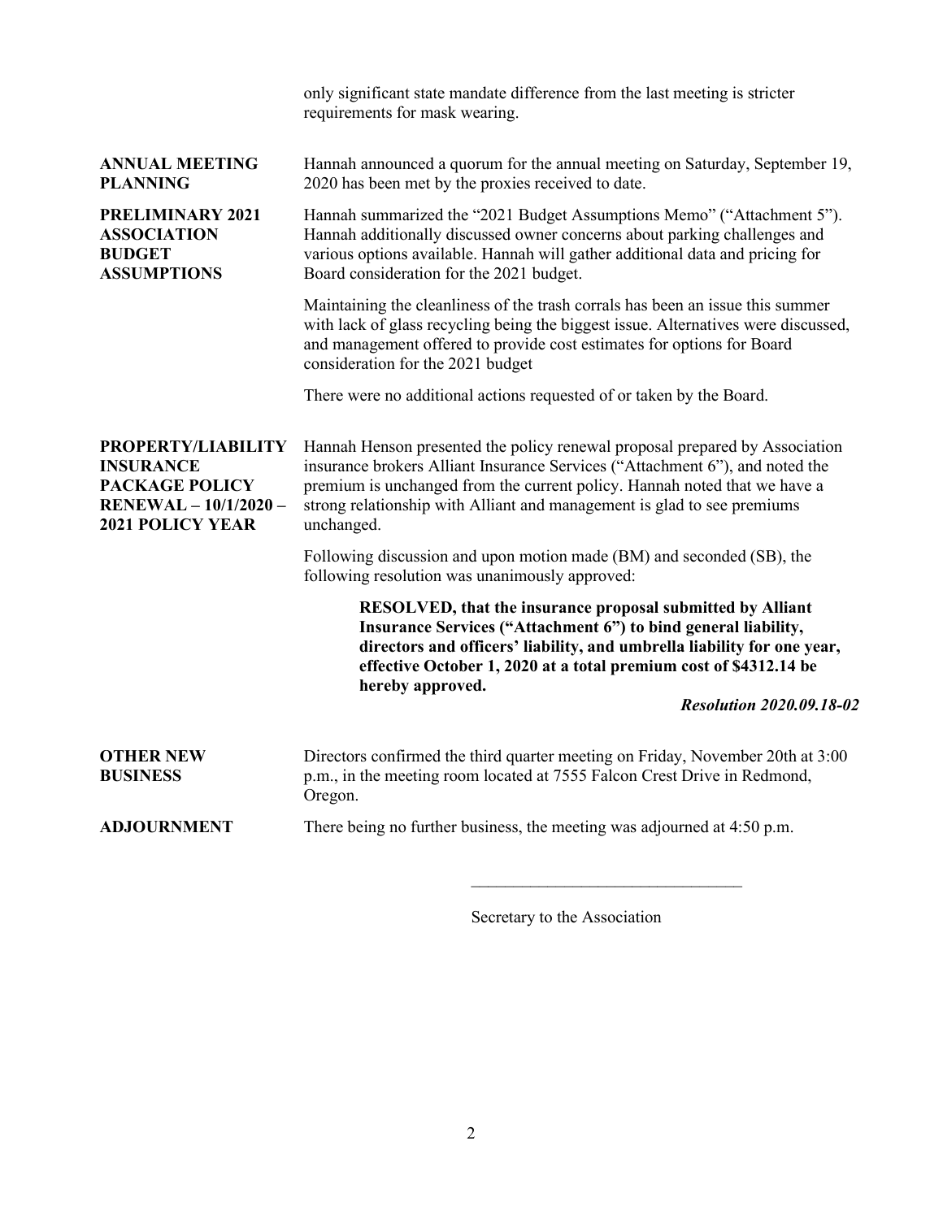only significant state mandate difference from the last meeting is stricter requirements for mask wearing.

**ANNUAL MEETING PLANNING**

Hannah announced a quorum for the annual meeting on Saturday, September 19, 2020 has been met by the proxies received to date.

**PRELIMINARY 2021 ASSOCIATION BUDGET ASSUMPTIONS**

Hannah summarized the "2021 Budget Assumptions Memo" ("Attachment 5"). Hannah additionally discussed owner concerns about parking challenges and various options available. Hannah will gather additional data and pricing for Board consideration for the 2021 budget.

Maintaining the cleanliness of the trash corrals has been an issue this summer with lack of glass recycling being the biggest issue. Alternatives were discussed, and management offered to provide cost estimates for options for Board consideration for the 2021 budget

There were no additional actions requested of or taken by the Board.

**PROPERTY/LIABILITY INSURANCE PACKAGE POLICY RENEWAL – 10/1/2020 – 2021 POLICY YEAR**

Hannah Henson presented the policy renewal proposal prepared by Association insurance brokers Alliant Insurance Services ("Attachment 6"), and noted the premium is unchanged from the current policy. Hannah noted that we have a strong relationship with Alliant and management is glad to see premiums unchanged.

Following discussion and upon motion made (BM) and seconded (SB), the following resolution was unanimously approved:

> **RESOLVED, that the insurance proposal submitted by Alliant Insurance Services ("Attachment 6") to bind general liability, directors and officers' liability, and umbrella liability for one year, effective October 1, 2020 at a total premium cost of $4312.14 be hereby approved.**
>
> ***Resolution 2020.09.18-02***

**OTHER NEW BUSINESS**

Directors confirmed the third quarter meeting on Friday, November 20th at 3:00 p.m., in the meeting room located at 7555 Falcon Crest Drive in Redmond, Oregon.

**ADJOURNMENT**

There being no further business, the meeting was adjourned at 4:50 p.m.

\_\_\_\_\_\_\_\_\_\_\_\_\_\_\_\_\_\_\_\_\_\_\_\_\_\_\_\_\_\_\_\_

Secretary to the Association